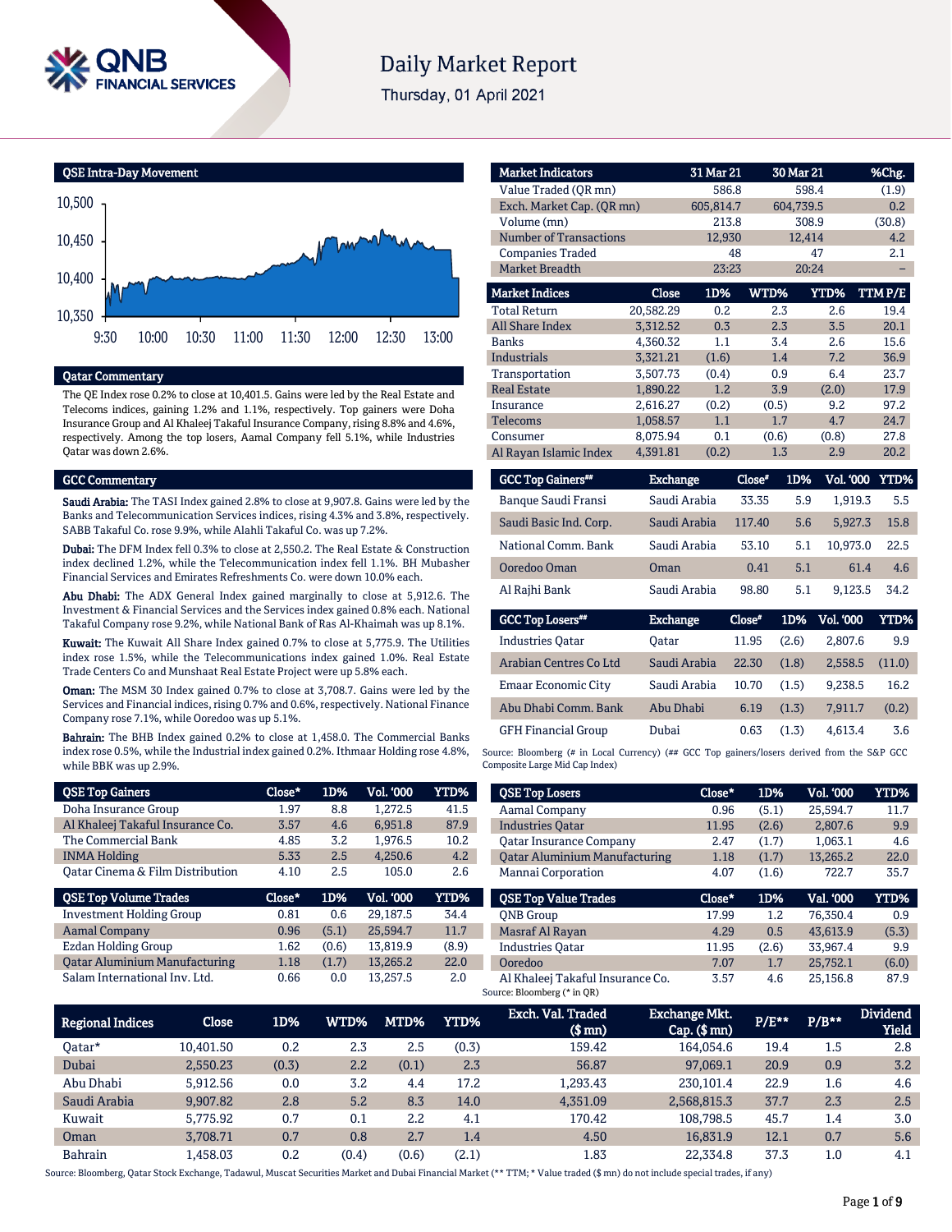# Daily Market Report

Thursday, 01 April 2021

## QSE Intra-Day Movement

## Qatar Commentary

The QE Index rose 0.2% to close at 10,401.5. Gains were led by the Real Estate and Telecoms indices, gaining 1.2% and 1.1%, respectively. Top gainers were Doha Insurance Group and Al Khaleej Takaful Insurance Company, rising 8.8% and 4.6%, respectively. Among the top losers, Aamal Company fell 5.1%, while Industries Qatar was down 2.6%.

## GCC Commentary

**Saudi Arabia:** The TASI Index gained 2.8% to close at 9,907.8. Gains were led by the Banks and Telecommunication Services indices, rising 4.3% and 3.8%, respectively. SABB Takaful Co. rose 9.9%, while Alahli Takaful Co. was up 7.2%.

**Dubai:** The DFM Index fell 0.3% to close at 2,550.2. The Real Estate & Construction index declined 1.2%, while the Telecommunication index fell 1.1%. BH Mubasher Financial Services and Emirates Refreshments Co. were down 10.0% each.

**Abu Dhabi:** The ADX General Index gained marginally to close at 5,912.6. The Investment & Financial Services and the Services index gained 0.8% each. National Takaful Company rose 9.2%, while National Bank of Ras Al-Khaimah was up 8.1%.

**Kuwait:** The Kuwait All Share Index gained 0.7% to close at 5,775.9. The Utilities index rose 1.5%, while the Telecommunications index gained 1.0%. Real Estate Trade Centers Co and Munshaat Real Estate Project were up 5.8% each.

**Oman:** The MSM 30 Index gained 0.7% to close at 3,708.7. Gains were led by the Services and Financial indices, rising 0.7% and 0.6%, respectively. National Finance Company rose 7.1%, while Ooredoo was up 5.1%.

**Bahrain:** The BHB Index gained 0.2% to close at 1,458.0. The Commercial Banks index rose 0.5%, while the Industrial index gained 0.2%. Ithmaar Holding rose 4.8%, while BBK was up 2.9%.

| Market Indicators | 31 Mar 21 | 30 Mar 21 | %Chg. |
|---|---|---|---|
| Value Traded (QR mn) | 586.8 | 598.4 | (1.9) |
| Exch. Market Cap. (QR mn) | 605,814.7 | 604,739.5 | 0.2 |
| Volume (mn) | 213.8 | 308.9 | (30.8) |
| Number of Transactions | 12,930 | 12,414 | 4.2 |
| Companies Traded | 48 | 47 | 2.1 |
| Market Breadth | 23:23 | 20:24 | – |

| Market Indices | Close | 1D% | WTD% | YTD% | TTM P/E |
|---|---|---|---|---|---|
| Total Return | 20,582.29 | 0.2 | 2.3 | 2.6 | 19.4 |
| All Share Index | 3,312.52 | 0.3 | 2.3 | 3.5 | 20.1 |
| Banks | 4,360.32 | 1.1 | 3.4 | 2.6 | 15.6 |
| Industrials | 3,321.21 | (1.6) | 1.4 | 7.2 | 36.9 |
| Transportation | 3,507.73 | (0.4) | 0.9 | 6.4 | 23.7 |
| Real Estate | 1,890.22 | 1.2 | 3.9 | (2.0) | 17.9 |
| Insurance | 2,616.27 | (0.2) | (0.5) | 9.2 | 97.2 |
| Telecoms | 1,058.57 | 1.1 | 1.7 | 4.7 | 24.7 |
| Consumer | 8,075.94 | 0.1 | (0.6) | (0.8) | 27.8 |
| Al Rayan Islamic Index | 4,391.81 | (0.2) | 1.3 | 2.9 | 20.2 |

| GCC Top Gainers## | Exchange | Close# | 1D% | Vol. '000 | YTD% |
|---|---|---|---|---|---|
| Banque Saudi Fransi | Saudi Arabia | 33.35 | 5.9 | 1,919.3 | 5.5 |
| Saudi Basic Ind. Corp. | Saudi Arabia | 117.40 | 5.6 | 5,927.3 | 15.8 |
| National Comm. Bank | Saudi Arabia | 53.10 | 5.1 | 10,973.0 | 22.5 |
| Ooredoo Oman | Oman | 0.41 | 5.1 | 61.4 | 4.6 |
| Al Rajhi Bank | Saudi Arabia | 98.80 | 5.1 | 9,123.5 | 34.2 |

| GCC Top Losers## | Exchange | Close# | 1D% | Vol. '000 | YTD% |
|---|---|---|---|---|---|
| Industries Qatar | Qatar | 11.95 | (2.6) | 2,807.6 | 9.9 |
| Arabian Centres Co Ltd | Saudi Arabia | 22.30 | (1.8) | 2,558.5 | (11.0) |
| Emaar Economic City | Saudi Arabia | 10.70 | (1.5) | 9,238.5 | 16.2 |
| Abu Dhabi Comm. Bank | Abu Dhabi | 6.19 | (1.3) | 7,911.7 | (0.2) |
| GFH Financial Group | Dubai | 0.63 | (1.3) | 4,613.4 | 3.6 |

Source: Bloomberg (# in Local Currency) (## GCC Top gainers/losers derived from the S&P GCC Composite Large Mid Cap Index)

| QSE Top Gainers | Close* | 1D% | Vol. '000 | YTD% |
|---|---|---|---|---|
| Doha Insurance Group | 1.97 | 8.8 | 1,272.5 | 41.5 |
| Al Khaleej Takaful Insurance Co. | 3.57 | 4.6 | 6,951.8 | 87.9 |
| The Commercial Bank | 4.85 | 3.2 | 1,976.5 | 10.2 |
| INMA Holding | 5.33 | 2.5 | 4,250.6 | 4.2 |
| Qatar Cinema & Film Distribution | 4.10 | 2.5 | 105.0 | 2.6 |

| QSE Top Losers | Close* | 1D% | Vol. '000 | YTD% |
|---|---|---|---|---|
| Aamal Company | 0.96 | (5.1) | 25,594.7 | 11.7 |
| Industries Qatar | 11.95 | (2.6) | 2,807.6 | 9.9 |
| Qatar Insurance Company | 2.47 | (1.7) | 1,063.1 | 4.6 |
| Qatar Aluminium Manufacturing | 1.18 | (1.7) | 13,265.2 | 22.0 |
| Mannai Corporation | 4.07 | (1.6) | 722.7 | 35.7 |

| QSE Top Volume Trades | Close* | 1D% | Vol. '000 | YTD% |
|---|---|---|---|---|
| Investment Holding Group | 0.81 | 0.6 | 29,187.5 | 34.4 |
| Aamal Company | 0.96 | (5.1) | 25,594.7 | 11.7 |
| Ezdan Holding Group | 1.62 | (0.6) | 13,819.9 | (8.9) |
| Qatar Aluminium Manufacturing | 1.18 | (1.7) | 13,265.2 | 22.0 |
| Salam International Inv. Ltd. | 0.66 | 0.0 | 13,257.5 | 2.0 |

| QSE Top Value Trades | Close* | 1D% | Val. '000 | YTD% |
|---|---|---|---|---|
| QNB Group | 17.99 | 1.2 | 76,350.4 | 0.9 |
| Masraf Al Rayan | 4.29 | 0.5 | 43,613.9 | (5.3) |
| Industries Qatar | 11.95 | (2.6) | 33,967.4 | 9.9 |
| Ooredoo | 7.07 | 1.7 | 25,752.1 | (6.0) |
| Al Khaleej Takaful Insurance Co. | 3.57 | 4.6 | 25,156.8 | 87.9 |

Source: Bloomberg (* in QR)

| Regional Indices | Close | 1D% | WTD% | MTD% | YTD% | Exch. Val. Traded ($ mn) | Exchange Mkt. Cap. ($ mn) | P/E** | P/B** | Dividend Yield |
|---|---|---|---|---|---|---|---|---|---|---|
| Qatar* | 10,401.50 | 0.2 | 2.3 | 2.5 | (0.3) | 159.42 | 164,054.6 | 19.4 | 1.5 | 2.8 |
| Dubai | 2,550.23 | (0.3) | 2.2 | (0.1) | 2.3 | 56.87 | 97,069.1 | 20.9 | 0.9 | 3.2 |
| Abu Dhabi | 5,912.56 | 0.0 | 3.2 | 4.4 | 17.2 | 1,293.43 | 230,101.4 | 22.9 | 1.6 | 4.6 |
| Saudi Arabia | 9,907.82 | 2.8 | 5.2 | 8.3 | 14.0 | 4,351.09 | 2,568,815.3 | 37.7 | 2.3 | 2.5 |
| Kuwait | 5,775.92 | 0.7 | 0.1 | 2.2 | 4.1 | 170.42 | 108,798.5 | 45.7 | 1.4 | 3.0 |
| Oman | 3,708.71 | 0.7 | 0.8 | 2.7 | 1.4 | 4.50 | 16,831.9 | 12.1 | 0.7 | 5.6 |
| Bahrain | 1,458.03 | 0.2 | (0.4) | (0.6) | (2.1) | 1.83 | 22,334.8 | 37.3 | 1.0 | 4.1 |

Source: Bloomberg, Qatar Stock Exchange, Tadawul, Muscat Securities Market and Dubai Financial Market (** TTM; * Value traded ($ mn) do not include special trades, if any)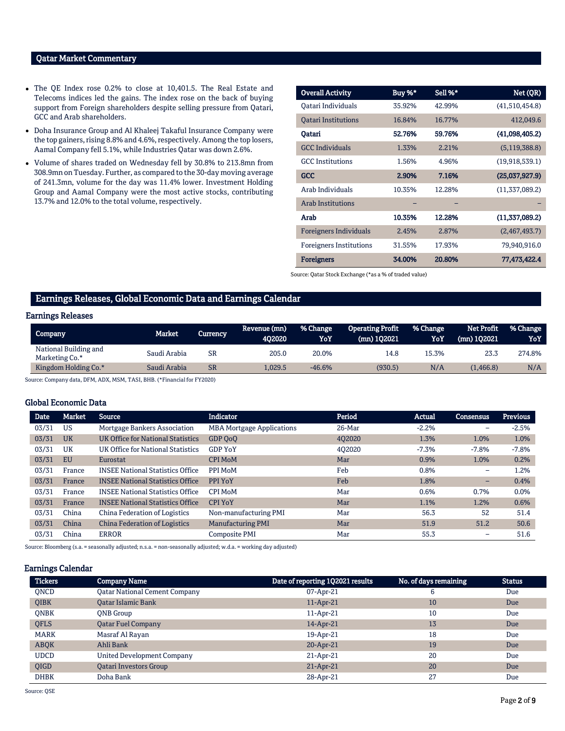## Qatar Market Commentary

- The QE Index rose 0.2% to close at 10,401.5. The Real Estate and Telecoms indices led the gains. The index rose on the back of buying support from Foreign shareholders despite selling pressure from Qatari, GCC and Arab shareholders.
- Doha Insurance Group and Al Khaleej Takaful Insurance Company were the top gainers, rising 8.8% and 4.6%, respectively. Among the top losers, Aamal Company fell 5.1%, while Industries Qatar was down 2.6%.
- Volume of shares traded on Wednesday fell by 30.8% to 213.8mn from 308.9mn on Tuesday. Further, as compared to the 30-day moving average of 241.3mn, volume for the day was 11.4% lower. Investment Holding Group and Aamal Company were the most active stocks, contributing 13.7% and 12.0% to the total volume, respectively.

| Overall Activity | Buy %* | Sell %* | Net (QR) |
|---|---|---|---|
| Qatari Individuals | 35.92% | 42.99% | (41,510,454.8) |
| Qatari Institutions | 16.84% | 16.77% | 412,049.6 |
| **Qatari** | **52.76%** | **59.76%** | **(41,098,405.2)** |
| GCC Individuals | 1.33% | 2.21% | (5,119,388.8) |
| GCC Institutions | 1.56% | 4.96% | (19,918,539.1) |
| **GCC** | **2.90%** | **7.16%** | **(25,037,927.9)** |
| Arab Individuals | 10.35% | 12.28% | (11,337,089.2) |
| Arab Institutions | – | – | – |
| **Arab** | **10.35%** | **12.28%** | **(11,337,089.2)** |
| Foreigners Individuals | 2.45% | 2.87% | (2,467,493.7) |
| Foreigners Institutions | 31.55% | 17.93% | 79,940,916.0 |
| **Foreigners** | **34.00%** | **20.80%** | **77,473,422.4** |

Source: Qatar Stock Exchange (*as a % of traded value)

## Earnings Releases, Global Economic Data and Earnings Calendar

### Earnings Releases

| Company | Market | Currency | Revenue (mn) 4Q2020 | % Change YoY | Operating Profit (mn) 1Q2021 | % Change YoY | Net Profit (mn) 1Q2021 | % Change YoY |
|---|---|---|---|---|---|---|---|---|
| National Building and Marketing Co.* | Saudi Arabia | SR | 205.0 | 20.0% | 14.8 | 15.3% | 23.3 | 274.8% |
| Kingdom Holding Co.* | Saudi Arabia | SR | 1,029.5 | -46.6% | (930.5) | N/A | (1,466.8) | N/A |

Source: Company data, DFM, ADX, MSM, TASI, BHB. (*Financial for FY2020)

### Global Economic Data

| Date | Market | Source | Indicator | Period | Actual | Consensus | Previous |
|---|---|---|---|---|---|---|---|
| 03/31 | US | Mortgage Bankers Association | MBA Mortgage Applications | 26-Mar | -2.2% | – | -2.5% |
| 03/31 | UK | UK Office for National Statistics | GDP QoQ | 4Q2020 | 1.3% | 1.0% | 1.0% |
| 03/31 | UK | UK Office for National Statistics | GDP YoY | 4Q2020 | -7.3% | -7.8% | -7.8% |
| 03/31 | EU | Eurostat | CPI MoM | Mar | 0.9% | 1.0% | 0.2% |
| 03/31 | France | INSEE National Statistics Office | PPI MoM | Feb | 0.8% | – | 1.2% |
| 03/31 | France | INSEE National Statistics Office | PPI YoY | Feb | 1.8% | – | 0.4% |
| 03/31 | France | INSEE National Statistics Office | CPI MoM | Mar | 0.6% | 0.7% | 0.0% |
| 03/31 | France | INSEE National Statistics Office | CPI YoY | Mar | 1.1% | 1.2% | 0.6% |
| 03/31 | China | China Federation of Logistics | Non-manufacturing PMI | Mar | 56.3 | 52 | 51.4 |
| 03/31 | China | China Federation of Logistics | Manufacturing PMI | Mar | 51.9 | 51.2 | 50.6 |
| 03/31 | China | ERROR | Composite PMI | Mar | 55.3 | – | 51.6 |

Source: Bloomberg (s.a. = seasonally adjusted; n.s.a. = non-seasonally adjusted; w.d.a. = working day adjusted)

### Earnings Calendar

| Tickers | Company Name | Date of reporting 1Q2021 results | No. of days remaining | Status |
|---|---|---|---|---|
| QNCD | Qatar National Cement Company | 07-Apr-21 | 6 | Due |
| QIBK | Qatar Islamic Bank | 11-Apr-21 | 10 | Due |
| QNBK | QNB Group | 11-Apr-21 | 10 | Due |
| QFLS | Qatar Fuel Company | 14-Apr-21 | 13 | Due |
| MARK | Masraf Al Rayan | 19-Apr-21 | 18 | Due |
| ABQK | Ahli Bank | 20-Apr-21 | 19 | Due |
| UDCD | United Development Company | 21-Apr-21 | 20 | Due |
| QIGD | Qatari Investors Group | 21-Apr-21 | 20 | Due |
| DHBK | Doha Bank | 28-Apr-21 | 27 | Due |

Source: QSE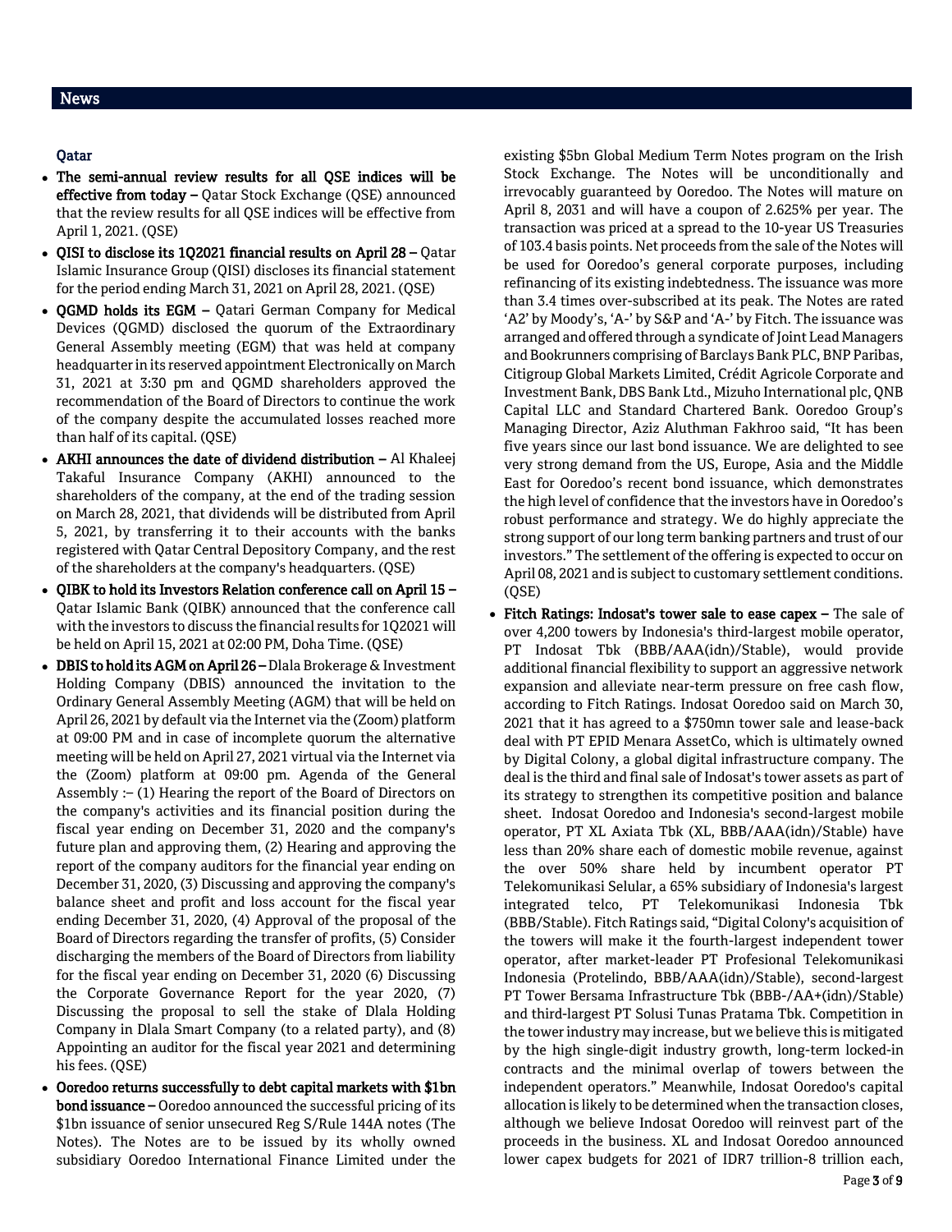## News

### Qatar

- **The semi-annual review results for all QSE indices will be effective from today –** Qatar Stock Exchange (QSE) announced that the review results for all QSE indices will be effective from April 1, 2021. (QSE)
- **QISI to disclose its 1Q2021 financial results on April 28 –** Qatar Islamic Insurance Group (QISI) discloses its financial statement for the period ending March 31, 2021 on April 28, 2021. (QSE)
- **QGMD holds its EGM –** Qatari German Company for Medical Devices (QGMD) disclosed the quorum of the Extraordinary General Assembly meeting (EGM) that was held at company headquarter in its reserved appointment Electronically on March 31, 2021 at 3:30 pm and QGMD shareholders approved the recommendation of the Board of Directors to continue the work of the company despite the accumulated losses reached more than half of its capital. (QSE)
- **AKHI announces the date of dividend distribution –** Al Khaleej Takaful Insurance Company (AKHI) announced to the shareholders of the company, at the end of the trading session on March 28, 2021, that dividends will be distributed from April 5, 2021, by transferring it to their accounts with the banks registered with Qatar Central Depository Company, and the rest of the shareholders at the company's headquarters. (QSE)
- **QIBK to hold its Investors Relation conference call on April 15 –** Qatar Islamic Bank (QIBK) announced that the conference call with the investors to discuss the financial results for 1Q2021 will be held on April 15, 2021 at 02:00 PM, Doha Time. (QSE)
- **DBIS to hold its AGM on April 26 –** Dlala Brokerage & Investment Holding Company (DBIS) announced the invitation to the Ordinary General Assembly Meeting (AGM) that will be held on April 26, 2021 by default via the Internet via the (Zoom) platform at 09:00 PM and in case of incomplete quorum the alternative meeting will be held on April 27, 2021 virtual via the Internet via the (Zoom) platform at 09:00 pm. Agenda of the General Assembly :– (1) Hearing the report of the Board of Directors on the company's activities and its financial position during the fiscal year ending on December 31, 2020 and the company's future plan and approving them, (2) Hearing and approving the report of the company auditors for the financial year ending on December 31, 2020, (3) Discussing and approving the company's balance sheet and profit and loss account for the fiscal year ending December 31, 2020, (4) Approval of the proposal of the Board of Directors regarding the transfer of profits, (5) Consider discharging the members of the Board of Directors from liability for the fiscal year ending on December 31, 2020 (6) Discussing the Corporate Governance Report for the year 2020, (7) Discussing the proposal to sell the stake of Dlala Holding Company in Dlala Smart Company (to a related party), and (8) Appointing an auditor for the fiscal year 2021 and determining his fees. (QSE)
- **Ooredoo returns successfully to debt capital markets with $1bn bond issuance –** Ooredoo announced the successful pricing of its $1bn issuance of senior unsecured Reg S/Rule 144A notes (The Notes). The Notes are to be issued by its wholly owned subsidiary Ooredoo International Finance Limited under the existing $5bn Global Medium Term Notes program on the Irish Stock Exchange. The Notes will be unconditionally and irrevocably guaranteed by Ooredoo. The Notes will mature on April 8, 2031 and will have a coupon of 2.625% per year. The transaction was priced at a spread to the 10-year US Treasuries of 103.4 basis points. Net proceeds from the sale of the Notes will be used for Ooredoo's general corporate purposes, including refinancing of its existing indebtedness. The issuance was more than 3.4 times over-subscribed at its peak. The Notes are rated 'A2' by Moody's, 'A-' by S&P and 'A-' by Fitch. The issuance was arranged and offered through a syndicate of Joint Lead Managers and Bookrunners comprising of Barclays Bank PLC, BNP Paribas, Citigroup Global Markets Limited, Crédit Agricole Corporate and Investment Bank, DBS Bank Ltd., Mizuho International plc, QNB Capital LLC and Standard Chartered Bank. Ooredoo Group's Managing Director, Aziz Aluthman Fakhroo said, "It has been five years since our last bond issuance. We are delighted to see very strong demand from the US, Europe, Asia and the Middle East for Ooredoo's recent bond issuance, which demonstrates the high level of confidence that the investors have in Ooredoo's robust performance and strategy. We do highly appreciate the strong support of our long term banking partners and trust of our investors." The settlement of the offering is expected to occur on April 08, 2021 and is subject to customary settlement conditions. (QSE)
- **Fitch Ratings: Indosat's tower sale to ease capex –** The sale of over 4,200 towers by Indonesia's third-largest mobile operator, PT Indosat Tbk (BBB/AAA(idn)/Stable), would provide additional financial flexibility to support an aggressive network expansion and alleviate near-term pressure on free cash flow, according to Fitch Ratings. Indosat Ooredoo said on March 30, 2021 that it has agreed to a $750mn tower sale and lease-back deal with PT EPID Menara AssetCo, which is ultimately owned by Digital Colony, a global digital infrastructure company. The deal is the third and final sale of Indosat's tower assets as part of its strategy to strengthen its competitive position and balance sheet. Indosat Ooredoo and Indonesia's second-largest mobile operator, PT XL Axiata Tbk (XL, BBB/AAA(idn)/Stable) have less than 20% share each of domestic mobile revenue, against the over 50% share held by incumbent operator PT Telekomunikasi Selular, a 65% subsidiary of Indonesia's largest integrated telco, PT Telekomunikasi Indonesia Tbk (BBB/Stable). Fitch Ratings said, "Digital Colony's acquisition of the towers will make it the fourth-largest independent tower operator, after market-leader PT Profesional Telekomunikasi Indonesia (Protelindo, BBB/AAA(idn)/Stable), second-largest PT Tower Bersama Infrastructure Tbk (BBB-/AA+(idn)/Stable) and third-largest PT Solusi Tunas Pratama Tbk. Competition in the tower industry may increase, but we believe this is mitigated by the high single-digit industry growth, long-term locked-in contracts and the minimal overlap of towers between the independent operators." Meanwhile, Indosat Ooredoo's capital allocation is likely to be determined when the transaction closes, although we believe Indosat Ooredoo will reinvest part of the proceeds in the business. XL and Indosat Ooredoo announced lower capex budgets for 2021 of IDR7 trillion-8 trillion each,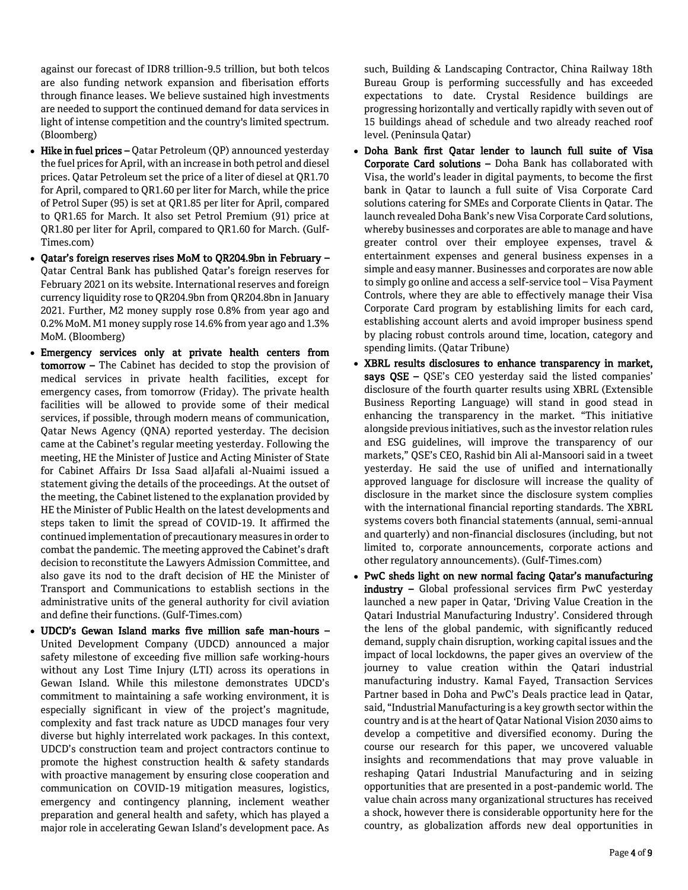against our forecast of IDR8 trillion-9.5 trillion, but both telcos are also funding network expansion and fiberisation efforts through finance leases. We believe sustained high investments are needed to support the continued demand for data services in light of intense competition and the country's limited spectrum. (Bloomberg)

- **Hike in fuel prices –** Qatar Petroleum (QP) announced yesterday the fuel prices for April, with an increase in both petrol and diesel prices. Qatar Petroleum set the price of a liter of diesel at QR1.70 for April, compared to QR1.60 per liter for March, while the price of Petrol Super (95) is set at QR1.85 per liter for April, compared to QR1.65 for March. It also set Petrol Premium (91) price at QR1.80 per liter for April, compared to QR1.60 for March. (Gulf-Times.com)
- **Qatar's foreign reserves rises MoM to QR204.9bn in February –** Qatar Central Bank has published Qatar's foreign reserves for February 2021 on its website. International reserves and foreign currency liquidity rose to QR204.9bn from QR204.8bn in January 2021. Further, M2 money supply rose 0.8% from year ago and 0.2% MoM. M1 money supply rose 14.6% from year ago and 1.3% MoM. (Bloomberg)
- **Emergency services only at private health centers from tomorrow –** The Cabinet has decided to stop the provision of medical services in private health facilities, except for emergency cases, from tomorrow (Friday). The private health facilities will be allowed to provide some of their medical services, if possible, through modern means of communication, Qatar News Agency (QNA) reported yesterday. The decision came at the Cabinet's regular meeting yesterday. Following the meeting, HE the Minister of Justice and Acting Minister of State for Cabinet Affairs Dr Issa Saad alJafali al-Nuaimi issued a statement giving the details of the proceedings. At the outset of the meeting, the Cabinet listened to the explanation provided by HE the Minister of Public Health on the latest developments and steps taken to limit the spread of COVID-19. It affirmed the continued implementation of precautionary measures in order to combat the pandemic. The meeting approved the Cabinet's draft decision to reconstitute the Lawyers Admission Committee, and also gave its nod to the draft decision of HE the Minister of Transport and Communications to establish sections in the administrative units of the general authority for civil aviation and define their functions. (Gulf-Times.com)
- **UDCD's Gewan Island marks five million safe man-hours –** United Development Company (UDCD) announced a major safety milestone of exceeding five million safe working-hours without any Lost Time Injury (LTI) across its operations in Gewan Island. While this milestone demonstrates UDCD's commitment to maintaining a safe working environment, it is especially significant in view of the project's magnitude, complexity and fast track nature as UDCD manages four very diverse but highly interrelated work packages. In this context, UDCD's construction team and project contractors continue to promote the highest construction health & safety standards with proactive management by ensuring close cooperation and communication on COVID-19 mitigation measures, logistics, emergency and contingency planning, inclement weather preparation and general health and safety, which has played a major role in accelerating Gewan Island's development pace. As such, Building & Landscaping Contractor, China Railway 18th Bureau Group is performing successfully and has exceeded expectations to date. Crystal Residence buildings are progressing horizontally and vertically rapidly with seven out of 15 buildings ahead of schedule and two already reached roof level. (Peninsula Qatar)
- **Doha Bank first Qatar lender to launch full suite of Visa Corporate Card solutions –** Doha Bank has collaborated with Visa, the world's leader in digital payments, to become the first bank in Qatar to launch a full suite of Visa Corporate Card solutions catering for SMEs and Corporate Clients in Qatar. The launch revealed Doha Bank's new Visa Corporate Card solutions, whereby businesses and corporates are able to manage and have greater control over their employee expenses, travel & entertainment expenses and general business expenses in a simple and easy manner. Businesses and corporates are now able to simply go online and access a self-service tool – Visa Payment Controls, where they are able to effectively manage their Visa Corporate Card program by establishing limits for each card, establishing account alerts and avoid improper business spend by placing robust controls around time, location, category and spending limits. (Qatar Tribune)
- **XBRL results disclosures to enhance transparency in market, says QSE –** QSE's CEO yesterday said the listed companies' disclosure of the fourth quarter results using XBRL (Extensible Business Reporting Language) will stand in good stead in enhancing the transparency in the market. "This initiative alongside previous initiatives, such as the investor relation rules and ESG guidelines, will improve the transparency of our markets," QSE's CEO, Rashid bin Ali al-Mansoori said in a tweet yesterday. He said the use of unified and internationally approved language for disclosure will increase the quality of disclosure in the market since the disclosure system complies with the international financial reporting standards. The XBRL systems covers both financial statements (annual, semi-annual and quarterly) and non-financial disclosures (including, but not limited to, corporate announcements, corporate actions and other regulatory announcements). (Gulf-Times.com)
- **PwC sheds light on new normal facing Qatar's manufacturing industry –** Global professional services firm PwC yesterday launched a new paper in Qatar, 'Driving Value Creation in the Qatari Industrial Manufacturing Industry'. Considered through the lens of the global pandemic, with significantly reduced demand, supply chain disruption, working capital issues and the impact of local lockdowns, the paper gives an overview of the journey to value creation within the Qatari industrial manufacturing industry. Kamal Fayed, Transaction Services Partner based in Doha and PwC's Deals practice lead in Qatar, said, "Industrial Manufacturing is a key growth sector within the country and is at the heart of Qatar National Vision 2030 aims to develop a competitive and diversified economy. During the course our research for this paper, we uncovered valuable insights and recommendations that may prove valuable in reshaping Qatari Industrial Manufacturing and in seizing opportunities that are presented in a post-pandemic world. The value chain across many organizational structures has received a shock, however there is considerable opportunity here for the country, as globalization affords new deal opportunities in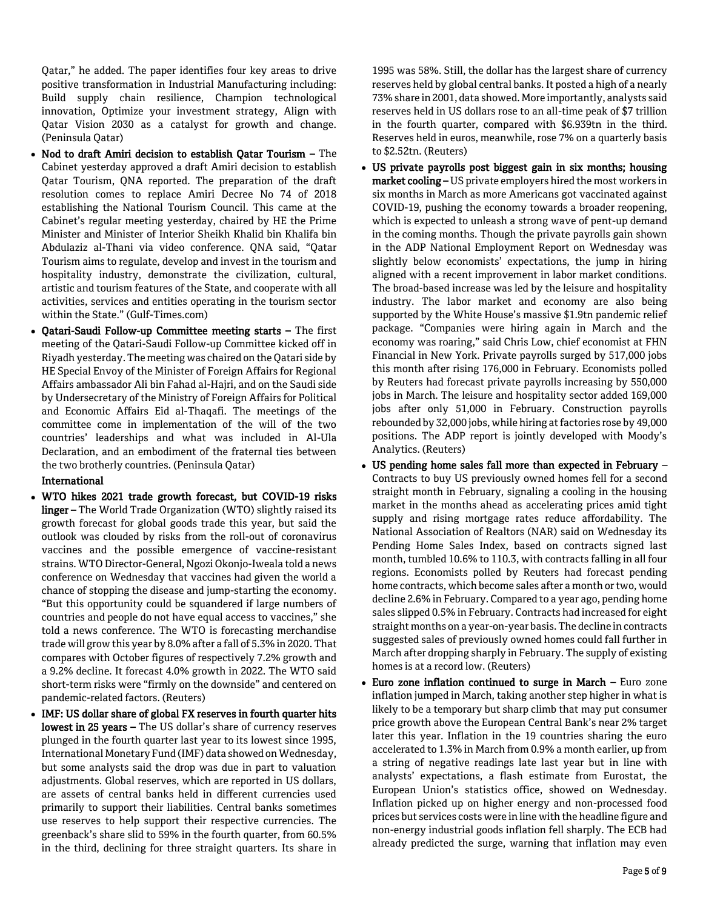Qatar," he added. The paper identifies four key areas to drive positive transformation in Industrial Manufacturing including: Build supply chain resilience, Champion technological innovation, Optimize your investment strategy, Align with Qatar Vision 2030 as a catalyst for growth and change. (Peninsula Qatar)

- **Nod to draft Amiri decision to establish Qatar Tourism –** The Cabinet yesterday approved a draft Amiri decision to establish Qatar Tourism, QNA reported. The preparation of the draft resolution comes to replace Amiri Decree No 74 of 2018 establishing the National Tourism Council. This came at the Cabinet's regular meeting yesterday, chaired by HE the Prime Minister and Minister of Interior Sheikh Khalid bin Khalifa bin Abdulaziz al-Thani via video conference. QNA said, "Qatar Tourism aims to regulate, develop and invest in the tourism and hospitality industry, demonstrate the civilization, cultural, artistic and tourism features of the State, and cooperate with all activities, services and entities operating in the tourism sector within the State." (Gulf-Times.com)
- **Qatari-Saudi Follow-up Committee meeting starts –** The first meeting of the Qatari-Saudi Follow-up Committee kicked off in Riyadh yesterday. The meeting was chaired on the Qatari side by HE Special Envoy of the Minister of Foreign Affairs for Regional Affairs ambassador Ali bin Fahad al-Hajri, and on the Saudi side by Undersecretary of the Ministry of Foreign Affairs for Political and Economic Affairs Eid al-Thaqafi. The meetings of the committee come in implementation of the will of the two countries' leaderships and what was included in Al-Ula Declaration, and an embodiment of the fraternal ties between the two brotherly countries. (Peninsula Qatar)

**International**

- **WTO hikes 2021 trade growth forecast, but COVID-19 risks linger –** The World Trade Organization (WTO) slightly raised its growth forecast for global goods trade this year, but said the outlook was clouded by risks from the roll-out of coronavirus vaccines and the possible emergence of vaccine-resistant strains. WTO Director-General, Ngozi Okonjo-Iweala told a news conference on Wednesday that vaccines had given the world a chance of stopping the disease and jump-starting the economy. "But this opportunity could be squandered if large numbers of countries and people do not have equal access to vaccines," she told a news conference. The WTO is forecasting merchandise trade will grow this year by 8.0% after a fall of 5.3% in 2020. That compares with October figures of respectively 7.2% growth and a 9.2% decline. It forecast 4.0% growth in 2022. The WTO said short-term risks were "firmly on the downside" and centered on pandemic-related factors. (Reuters)
- **IMF: US dollar share of global FX reserves in fourth quarter hits lowest in 25 years –** The US dollar's share of currency reserves plunged in the fourth quarter last year to its lowest since 1995, International Monetary Fund (IMF) data showed on Wednesday, but some analysts said the drop was due in part to valuation adjustments. Global reserves, which are reported in US dollars, are assets of central banks held in different currencies used primarily to support their liabilities. Central banks sometimes use reserves to help support their respective currencies. The greenback's share slid to 59% in the fourth quarter, from 60.5% in the third, declining for three straight quarters. Its share in 1995 was 58%. Still, the dollar has the largest share of currency reserves held by global central banks. It posted a high of a nearly 73% share in 2001, data showed. More importantly, analysts said reserves held in US dollars rose to an all-time peak of $7 trillion in the fourth quarter, compared with $6.939tn in the third. Reserves held in euros, meanwhile, rose 7% on a quarterly basis to $2.52tn. (Reuters)
- **US private payrolls post biggest gain in six months; housing market cooling –** US private employers hired the most workers in six months in March as more Americans got vaccinated against COVID-19, pushing the economy towards a broader reopening, which is expected to unleash a strong wave of pent-up demand in the coming months. Though the private payrolls gain shown in the ADP National Employment Report on Wednesday was slightly below economists' expectations, the jump in hiring aligned with a recent improvement in labor market conditions. The broad-based increase was led by the leisure and hospitality industry. The labor market and economy are also being supported by the White House's massive $1.9tn pandemic relief package. "Companies were hiring again in March and the economy was roaring," said Chris Low, chief economist at FHN Financial in New York. Private payrolls surged by 517,000 jobs this month after rising 176,000 in February. Economists polled by Reuters had forecast private payrolls increasing by 550,000 jobs in March. The leisure and hospitality sector added 169,000 jobs after only 51,000 in February. Construction payrolls rebounded by 32,000 jobs, while hiring at factories rose by 49,000 positions. The ADP report is jointly developed with Moody's Analytics. (Reuters)
- **US pending home sales fall more than expected in February –** Contracts to buy US previously owned homes fell for a second straight month in February, signaling a cooling in the housing market in the months ahead as accelerating prices amid tight supply and rising mortgage rates reduce affordability. The National Association of Realtors (NAR) said on Wednesday its Pending Home Sales Index, based on contracts signed last month, tumbled 10.6% to 110.3, with contracts falling in all four regions. Economists polled by Reuters had forecast pending home contracts, which become sales after a month or two, would decline 2.6% in February. Compared to a year ago, pending home sales slipped 0.5% in February. Contracts had increased for eight straight months on a year-on-year basis. The decline in contracts suggested sales of previously owned homes could fall further in March after dropping sharply in February. The supply of existing homes is at a record low. (Reuters)
- **Euro zone inflation continued to surge in March –** Euro zone inflation jumped in March, taking another step higher in what is likely to be a temporary but sharp climb that may put consumer price growth above the European Central Bank's near 2% target later this year. Inflation in the 19 countries sharing the euro accelerated to 1.3% in March from 0.9% a month earlier, up from a string of negative readings late last year but in line with analysts' expectations, a flash estimate from Eurostat, the European Union's statistics office, showed on Wednesday. Inflation picked up on higher energy and non-processed food prices but services costs were in line with the headline figure and non-energy industrial goods inflation fell sharply. The ECB had already predicted the surge, warning that inflation may even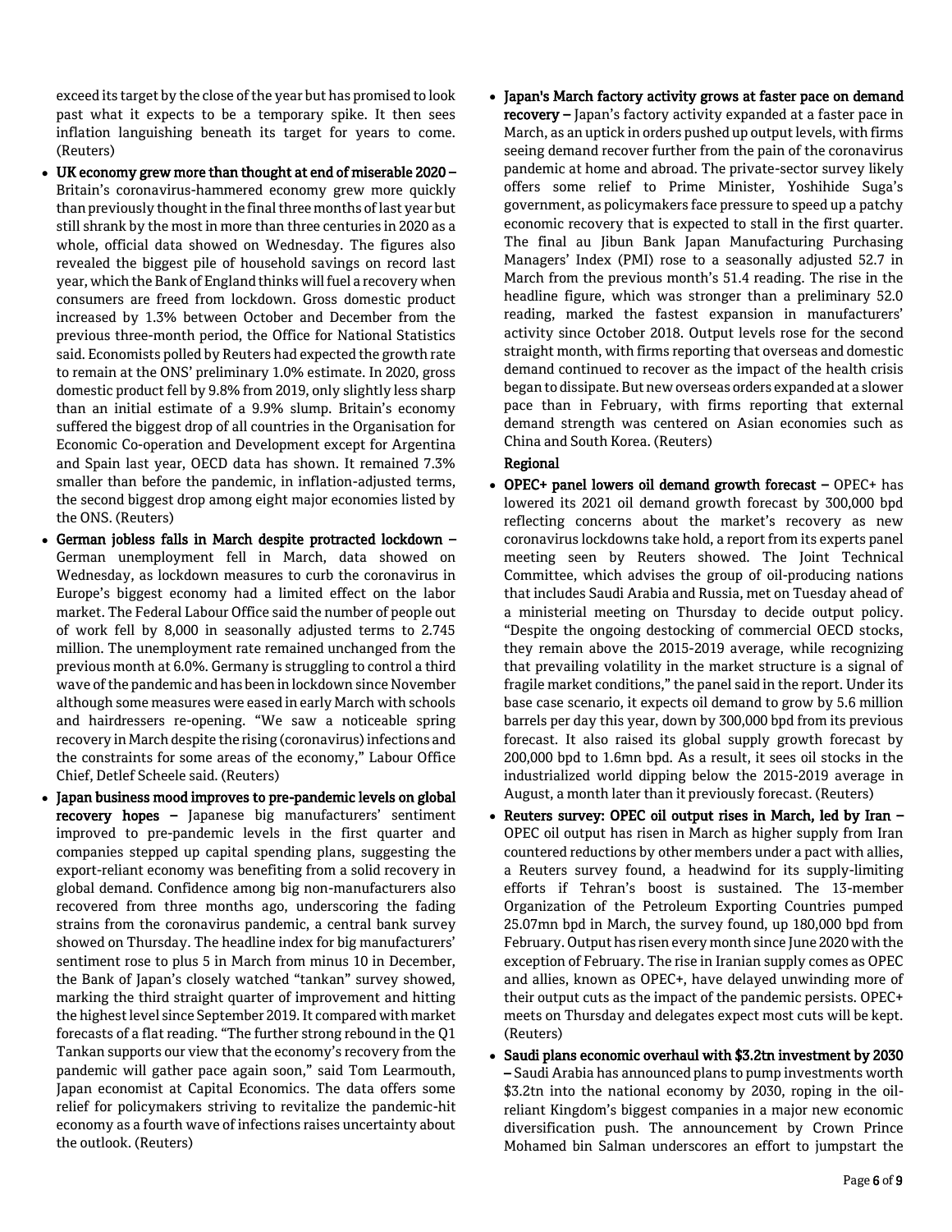exceed its target by the close of the year but has promised to look past what it expects to be a temporary spike. It then sees inflation languishing beneath its target for years to come. (Reuters)

- **UK economy grew more than thought at end of miserable 2020 –** Britain's coronavirus-hammered economy grew more quickly than previously thought in the final three months of last year but still shrank by the most in more than three centuries in 2020 as a whole, official data showed on Wednesday. The figures also revealed the biggest pile of household savings on record last year, which the Bank of England thinks will fuel a recovery when consumers are freed from lockdown. Gross domestic product increased by 1.3% between October and December from the previous three-month period, the Office for National Statistics said. Economists polled by Reuters had expected the growth rate to remain at the ONS' preliminary 1.0% estimate. In 2020, gross domestic product fell by 9.8% from 2019, only slightly less sharp than an initial estimate of a 9.9% slump. Britain's economy suffered the biggest drop of all countries in the Organisation for Economic Co-operation and Development except for Argentina and Spain last year, OECD data has shown. It remained 7.3% smaller than before the pandemic, in inflation-adjusted terms, the second biggest drop among eight major economies listed by the ONS. (Reuters)
- **German jobless falls in March despite protracted lockdown –** German unemployment fell in March, data showed on Wednesday, as lockdown measures to curb the coronavirus in Europe's biggest economy had a limited effect on the labor market. The Federal Labour Office said the number of people out of work fell by 8,000 in seasonally adjusted terms to 2.745 million. The unemployment rate remained unchanged from the previous month at 6.0%. Germany is struggling to control a third wave of the pandemic and has been in lockdown since November although some measures were eased in early March with schools and hairdressers re-opening. "We saw a noticeable spring recovery in March despite the rising (coronavirus) infections and the constraints for some areas of the economy," Labour Office Chief, Detlef Scheele said. (Reuters)
- **Japan business mood improves to pre-pandemic levels on global recovery hopes –** Japanese big manufacturers' sentiment improved to pre-pandemic levels in the first quarter and companies stepped up capital spending plans, suggesting the export-reliant economy was benefiting from a solid recovery in global demand. Confidence among big non-manufacturers also recovered from three months ago, underscoring the fading strains from the coronavirus pandemic, a central bank survey showed on Thursday. The headline index for big manufacturers' sentiment rose to plus 5 in March from minus 10 in December, the Bank of Japan's closely watched "tankan" survey showed, marking the third straight quarter of improvement and hitting the highest level since September 2019. It compared with market forecasts of a flat reading. "The further strong rebound in the Q1 Tankan supports our view that the economy's recovery from the pandemic will gather pace again soon," said Tom Learmouth, Japan economist at Capital Economics. The data offers some relief for policymakers striving to revitalize the pandemic-hit economy as a fourth wave of infections raises uncertainty about the outlook. (Reuters)
- **Japan's March factory activity grows at faster pace on demand recovery –** Japan's factory activity expanded at a faster pace in March, as an uptick in orders pushed up output levels, with firms seeing demand recover further from the pain of the coronavirus pandemic at home and abroad. The private-sector survey likely offers some relief to Prime Minister, Yoshihide Suga's government, as policymakers face pressure to speed up a patchy economic recovery that is expected to stall in the first quarter. The final au Jibun Bank Japan Manufacturing Purchasing Managers' Index (PMI) rose to a seasonally adjusted 52.7 in March from the previous month's 51.4 reading. The rise in the headline figure, which was stronger than a preliminary 52.0 reading, marked the fastest expansion in manufacturers' activity since October 2018. Output levels rose for the second straight month, with firms reporting that overseas and domestic demand continued to recover as the impact of the health crisis began to dissipate. But new overseas orders expanded at a slower pace than in February, with firms reporting that external demand strength was centered on Asian economies such as China and South Korea. (Reuters)

**Regional**

- **OPEC+ panel lowers oil demand growth forecast –** OPEC+ has lowered its 2021 oil demand growth forecast by 300,000 bpd reflecting concerns about the market's recovery as new coronavirus lockdowns take hold, a report from its experts panel meeting seen by Reuters showed. The Joint Technical Committee, which advises the group of oil-producing nations that includes Saudi Arabia and Russia, met on Tuesday ahead of a ministerial meeting on Thursday to decide output policy. "Despite the ongoing destocking of commercial OECD stocks, they remain above the 2015-2019 average, while recognizing that prevailing volatility in the market structure is a signal of fragile market conditions," the panel said in the report. Under its base case scenario, it expects oil demand to grow by 5.6 million barrels per day this year, down by 300,000 bpd from its previous forecast. It also raised its global supply growth forecast by 200,000 bpd to 1.6mn bpd. As a result, it sees oil stocks in the industrialized world dipping below the 2015-2019 average in August, a month later than it previously forecast. (Reuters)
- **Reuters survey: OPEC oil output rises in March, led by Iran –** OPEC oil output has risen in March as higher supply from Iran countered reductions by other members under a pact with allies, a Reuters survey found, a headwind for its supply-limiting efforts if Tehran's boost is sustained. The 13-member Organization of the Petroleum Exporting Countries pumped 25.07mn bpd in March, the survey found, up 180,000 bpd from February. Output has risen every month since June 2020 with the exception of February. The rise in Iranian supply comes as OPEC and allies, known as OPEC+, have delayed unwinding more of their output cuts as the impact of the pandemic persists. OPEC+ meets on Thursday and delegates expect most cuts will be kept. (Reuters)
- **Saudi plans economic overhaul with \$3.2tn investment by 2030 –** Saudi Arabia has announced plans to pump investments worth \$3.2tn into the national economy by 2030, roping in the oil-reliant Kingdom's biggest companies in a major new economic diversification push. The announcement by Crown Prince Mohamed bin Salman underscores an effort to jumpstart the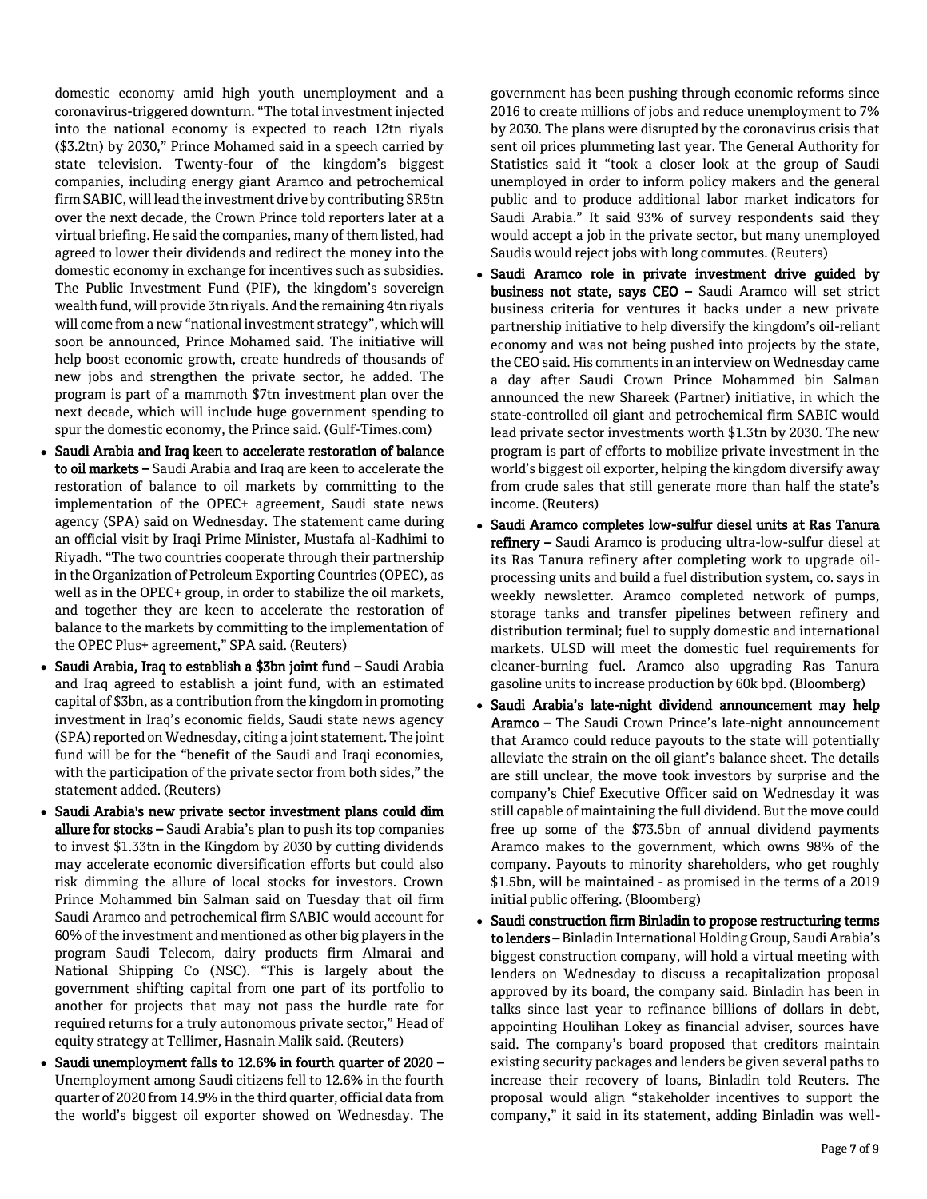domestic economy amid high youth unemployment and a coronavirus-triggered downturn. "The total investment injected into the national economy is expected to reach 12tn riyals ($3.2tn) by 2030," Prince Mohamed said in a speech carried by state television. Twenty-four of the kingdom's biggest companies, including energy giant Aramco and petrochemical firm SABIC, will lead the investment drive by contributing SR5tn over the next decade, the Crown Prince told reporters later at a virtual briefing. He said the companies, many of them listed, had agreed to lower their dividends and redirect the money into the domestic economy in exchange for incentives such as subsidies. The Public Investment Fund (PIF), the kingdom's sovereign wealth fund, will provide 3tn riyals. And the remaining 4tn riyals will come from a new "national investment strategy", which will soon be announced, Prince Mohamed said. The initiative will help boost economic growth, create hundreds of thousands of new jobs and strengthen the private sector, he added. The program is part of a mammoth $7tn investment plan over the next decade, which will include huge government spending to spur the domestic economy, the Prince said. (Gulf-Times.com)

- **Saudi Arabia and Iraq keen to accelerate restoration of balance to oil markets –** Saudi Arabia and Iraq are keen to accelerate the restoration of balance to oil markets by committing to the implementation of the OPEC+ agreement, Saudi state news agency (SPA) said on Wednesday. The statement came during an official visit by Iraqi Prime Minister, Mustafa al-Kadhimi to Riyadh. "The two countries cooperate through their partnership in the Organization of Petroleum Exporting Countries (OPEC), as well as in the OPEC+ group, in order to stabilize the oil markets, and together they are keen to accelerate the restoration of balance to the markets by committing to the implementation of the OPEC Plus+ agreement," SPA said. (Reuters)
- **Saudi Arabia, Iraq to establish a $3bn joint fund –** Saudi Arabia and Iraq agreed to establish a joint fund, with an estimated capital of $3bn, as a contribution from the kingdom in promoting investment in Iraq's economic fields, Saudi state news agency (SPA) reported on Wednesday, citing a joint statement. The joint fund will be for the "benefit of the Saudi and Iraqi economies, with the participation of the private sector from both sides," the statement added. (Reuters)
- **Saudi Arabia's new private sector investment plans could dim allure for stocks –** Saudi Arabia's plan to push its top companies to invest $1.33tn in the Kingdom by 2030 by cutting dividends may accelerate economic diversification efforts but could also risk dimming the allure of local stocks for investors. Crown Prince Mohammed bin Salman said on Tuesday that oil firm Saudi Aramco and petrochemical firm SABIC would account for 60% of the investment and mentioned as other big players in the program Saudi Telecom, dairy products firm Almarai and National Shipping Co (NSC). "This is largely about the government shifting capital from one part of its portfolio to another for projects that may not pass the hurdle rate for required returns for a truly autonomous private sector," Head of equity strategy at Tellimer, Hasnain Malik said. (Reuters)
- **Saudi unemployment falls to 12.6% in fourth quarter of 2020 –** Unemployment among Saudi citizens fell to 12.6% in the fourth quarter of 2020 from 14.9% in the third quarter, official data from the world's biggest oil exporter showed on Wednesday. The government has been pushing through economic reforms since 2016 to create millions of jobs and reduce unemployment to 7% by 2030. The plans were disrupted by the coronavirus crisis that sent oil prices plummeting last year. The General Authority for Statistics said it "took a closer look at the group of Saudi unemployed in order to inform policy makers and the general public and to produce additional labor market indicators for Saudi Arabia." It said 93% of survey respondents said they would accept a job in the private sector, but many unemployed Saudis would reject jobs with long commutes. (Reuters)
- **Saudi Aramco role in private investment drive guided by business not state, says CEO –** Saudi Aramco will set strict business criteria for ventures it backs under a new private partnership initiative to help diversify the kingdom's oil-reliant economy and was not being pushed into projects by the state, the CEO said. His comments in an interview on Wednesday came a day after Saudi Crown Prince Mohammed bin Salman announced the new Shareek (Partner) initiative, in which the state-controlled oil giant and petrochemical firm SABIC would lead private sector investments worth $1.3tn by 2030. The new program is part of efforts to mobilize private investment in the world's biggest oil exporter, helping the kingdom diversify away from crude sales that still generate more than half the state's income. (Reuters)
- **Saudi Aramco completes low-sulfur diesel units at Ras Tanura refinery –** Saudi Aramco is producing ultra-low-sulfur diesel at its Ras Tanura refinery after completing work to upgrade oil-processing units and build a fuel distribution system, co. says in weekly newsletter. Aramco completed network of pumps, storage tanks and transfer pipelines between refinery and distribution terminal; fuel to supply domestic and international markets. ULSD will meet the domestic fuel requirements for cleaner-burning fuel. Aramco also upgrading Ras Tanura gasoline units to increase production by 60k bpd. (Bloomberg)
- **Saudi Arabia's late-night dividend announcement may help Aramco –** The Saudi Crown Prince's late-night announcement that Aramco could reduce payouts to the state will potentially alleviate the strain on the oil giant's balance sheet. The details are still unclear, the move took investors by surprise and the company's Chief Executive Officer said on Wednesday it was still capable of maintaining the full dividend. But the move could free up some of the $73.5bn of annual dividend payments Aramco makes to the government, which owns 98% of the company. Payouts to minority shareholders, who get roughly $1.5bn, will be maintained - as promised in the terms of a 2019 initial public offering. (Bloomberg)
- **Saudi construction firm Binladin to propose restructuring terms to lenders –** Binladin International Holding Group, Saudi Arabia's biggest construction company, will hold a virtual meeting with lenders on Wednesday to discuss a recapitalization proposal approved by its board, the company said. Binladin has been in talks since last year to refinance billions of dollars in debt, appointing Houlihan Lokey as financial adviser, sources have said. The company's board proposed that creditors maintain existing security packages and lenders be given several paths to increase their recovery of loans, Binladin told Reuters. The proposal would align "stakeholder incentives to support the company," it said in its statement, adding Binladin was well-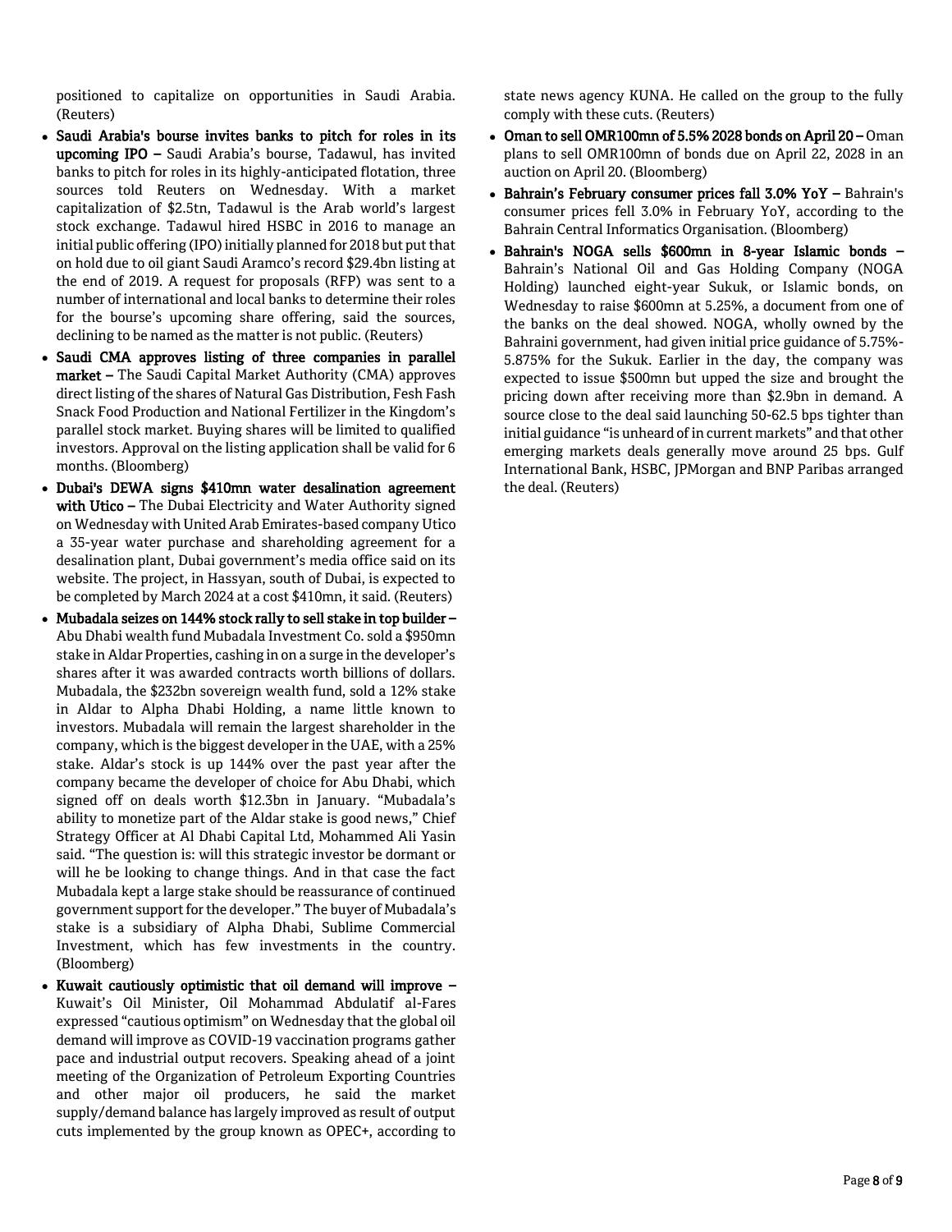positioned to capitalize on opportunities in Saudi Arabia. (Reuters)

- **Saudi Arabia's bourse invites banks to pitch for roles in its upcoming IPO –** Saudi Arabia's bourse, Tadawul, has invited banks to pitch for roles in its highly-anticipated flotation, three sources told Reuters on Wednesday. With a market capitalization of $2.5tn, Tadawul is the Arab world's largest stock exchange. Tadawul hired HSBC in 2016 to manage an initial public offering (IPO) initially planned for 2018 but put that on hold due to oil giant Saudi Aramco's record $29.4bn listing at the end of 2019. A request for proposals (RFP) was sent to a number of international and local banks to determine their roles for the bourse's upcoming share offering, said the sources, declining to be named as the matter is not public. (Reuters)
- **Saudi CMA approves listing of three companies in parallel market –** The Saudi Capital Market Authority (CMA) approves direct listing of the shares of Natural Gas Distribution, Fesh Fash Snack Food Production and National Fertilizer in the Kingdom's parallel stock market. Buying shares will be limited to qualified investors. Approval on the listing application shall be valid for 6 months. (Bloomberg)
- **Dubai's DEWA signs $410mn water desalination agreement with Utico –** The Dubai Electricity and Water Authority signed on Wednesday with United Arab Emirates-based company Utico a 35-year water purchase and shareholding agreement for a desalination plant, Dubai government's media office said on its website. The project, in Hassyan, south of Dubai, is expected to be completed by March 2024 at a cost $410mn, it said. (Reuters)
- **Mubadala seizes on 144% stock rally to sell stake in top builder –** Abu Dhabi wealth fund Mubadala Investment Co. sold a $950mn stake in Aldar Properties, cashing in on a surge in the developer's shares after it was awarded contracts worth billions of dollars. Mubadala, the $232bn sovereign wealth fund, sold a 12% stake in Aldar to Alpha Dhabi Holding, a name little known to investors. Mubadala will remain the largest shareholder in the company, which is the biggest developer in the UAE, with a 25% stake. Aldar's stock is up 144% over the past year after the company became the developer of choice for Abu Dhabi, which signed off on deals worth $12.3bn in January. "Mubadala's ability to monetize part of the Aldar stake is good news," Chief Strategy Officer at Al Dhabi Capital Ltd, Mohammed Ali Yasin said. "The question is: will this strategic investor be dormant or will he be looking to change things. And in that case the fact Mubadala kept a large stake should be reassurance of continued government support for the developer." The buyer of Mubadala's stake is a subsidiary of Alpha Dhabi, Sublime Commercial Investment, which has few investments in the country. (Bloomberg)
- **Kuwait cautiously optimistic that oil demand will improve –** Kuwait's Oil Minister, Oil Mohammad Abdulatif al-Fares expressed "cautious optimism" on Wednesday that the global oil demand will improve as COVID-19 vaccination programs gather pace and industrial output recovers. Speaking ahead of a joint meeting of the Organization of Petroleum Exporting Countries and other major oil producers, he said the market supply/demand balance has largely improved as result of output cuts implemented by the group known as OPEC+, according to state news agency KUNA. He called on the group to the fully comply with these cuts. (Reuters)
- **Oman to sell OMR100mn of 5.5% 2028 bonds on April 20 –** Oman plans to sell OMR100mn of bonds due on April 22, 2028 in an auction on April 20. (Bloomberg)
- **Bahrain's February consumer prices fall 3.0% YoY –** Bahrain's consumer prices fell 3.0% in February YoY, according to the Bahrain Central Informatics Organisation. (Bloomberg)
- **Bahrain's NOGA sells $600mn in 8-year Islamic bonds –** Bahrain's National Oil and Gas Holding Company (NOGA Holding) launched eight-year Sukuk, or Islamic bonds, on Wednesday to raise $600mn at 5.25%, a document from one of the banks on the deal showed. NOGA, wholly owned by the Bahraini government, had given initial price guidance of 5.75%-5.875% for the Sukuk. Earlier in the day, the company was expected to issue $500mn but upped the size and brought the pricing down after receiving more than $2.9bn in demand. A source close to the deal said launching 50-62.5 bps tighter than initial guidance "is unheard of in current markets" and that other emerging markets deals generally move around 25 bps. Gulf International Bank, HSBC, JPMorgan and BNP Paribas arranged the deal. (Reuters)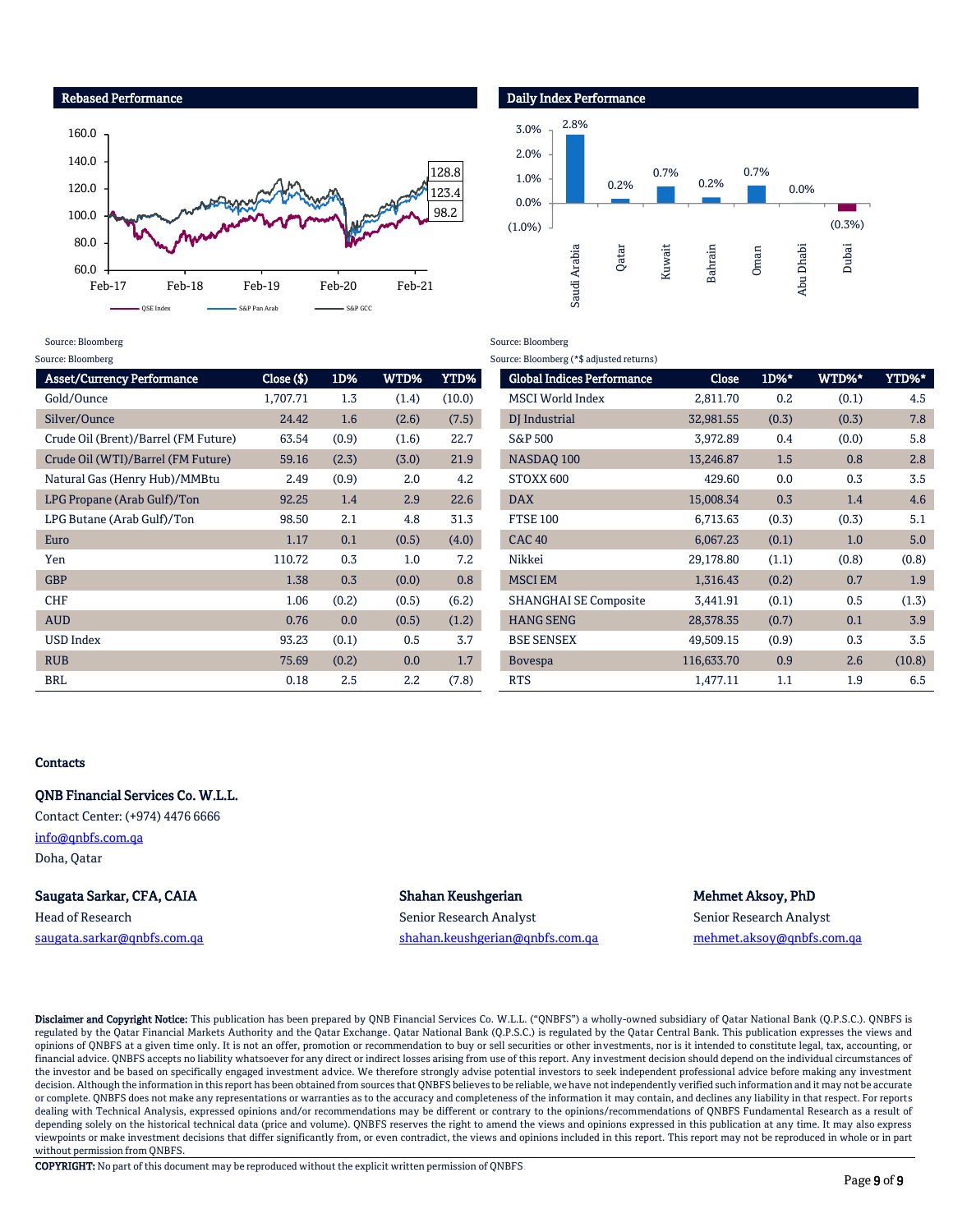## Rebased Performance

160.0
140.0
120.0
100.0
80.0
60.0

Feb-17 Feb-18 Feb-19 Feb-20 Feb-21

128.8
123.4
98.2

QSE Index S&P Pan Arab S&P GCC

Source: Bloomberg

## Daily Index Performance

3.0%
2.0%
1.0%
0.0%
(1.0%)

2.8% 0.2% 0.7% 0.2% 0.7% 0.0% (0.3%)

Saudi Arabia Qatar Kuwait Bahrain Oman Abu Dhabi Dubai

Source: Bloomberg

| Asset/Currency Performance | Close ($) | 1D% | WTD% | YTD% |
|---|---|---|---|---|
| Gold/Ounce | 1,707.71 | 1.3 | (1.4) | (10.0) |
| Silver/Ounce | 24.42 | 1.6 | (2.6) | (7.5) |
| Crude Oil (Brent)/Barrel (FM Future) | 63.54 | (0.9) | (1.6) | 22.7 |
| Crude Oil (WTI)/Barrel (FM Future) | 59.16 | (2.3) | (3.0) | 21.9 |
| Natural Gas (Henry Hub)/MMBtu | 2.49 | (0.9) | 2.0 | 4.2 |
| LPG Propane (Arab Gulf)/Ton | 92.25 | 1.4 | 2.9 | 22.6 |
| LPG Butane (Arab Gulf)/Ton | 98.50 | 2.1 | 4.8 | 31.3 |
| Euro | 1.17 | 0.1 | (0.5) | (4.0) |
| Yen | 110.72 | 0.3 | 1.0 | 7.2 |
| GBP | 1.38 | 0.3 | (0.0) | 0.8 |
| CHF | 1.06 | (0.2) | (0.5) | (6.2) |
| AUD | 0.76 | 0.0 | (0.5) | (1.2) |
| USD Index | 93.23 | (0.1) | 0.5 | 3.7 |
| RUB | 75.69 | (0.2) | 0.0 | 1.7 |
| BRL | 0.18 | 2.5 | 2.2 | (7.8) |

Source: Bloomberg

| Global Indices Performance | Close | 1D%* | WTD%* | YTD%* |
|---|---|---|---|---|
| MSCI World Index | 2,811.70 | 0.2 | (0.1) | 4.5 |
| DJ Industrial | 32,981.55 | (0.3) | (0.3) | 7.8 |
| S&P 500 | 3,972.89 | 0.4 | (0.0) | 5.8 |
| NASDAQ 100 | 13,246.87 | 1.5 | 0.8 | 2.8 |
| STOXX 600 | 429.60 | 0.0 | 0.3 | 3.5 |
| DAX | 15,008.34 | 0.3 | 1.4 | 4.6 |
| FTSE 100 | 6,713.63 | (0.3) | (0.3) | 5.1 |
| CAC 40 | 6,067.23 | (0.1) | 1.0 | 5.0 |
| Nikkei | 29,178.80 | (1.1) | (0.8) | (0.8) |
| MSCI EM | 1,316.43 | (0.2) | 0.7 | 1.9 |
| SHANGHAI SE Composite | 3,441.91 | (0.1) | 0.5 | (1.3) |
| HANG SENG | 28,378.35 | (0.7) | 0.1 | 3.9 |
| BSE SENSEX | 49,509.15 | (0.9) | 0.3 | 3.5 |
| Bovespa | 116,633.70 | 0.9 | 2.6 | (10.8) |
| RTS | 1,477.11 | 1.1 | 1.9 | 6.5 |

Source: Bloomberg (*$ adjusted returns)

**Contacts**

**QNB Financial Services Co. W.L.L.**
Contact Center: (+974) 4476 6666
info@qnbfs.com.qa
Doha, Qatar

**Saugata Sarkar, CFA, CAIA**
Head of Research
saugata.sarkar@qnbfs.com.qa

**Shahan Keushgerian**
Senior Research Analyst
shahan.keushgerian@qnbfs.com.qa

**Mehmet Aksoy, PhD**
Senior Research Analyst
mehmet.aksoy@qnbfs.com.qa

**Disclaimer and Copyright Notice:** This publication has been prepared by QNB Financial Services Co. W.L.L. ("QNBFS") a wholly-owned subsidiary of Qatar National Bank (Q.P.S.C.). QNBFS is regulated by the Qatar Financial Markets Authority and the Qatar Exchange. Qatar National Bank (Q.P.S.C.) is regulated by the Qatar Central Bank. This publication expresses the views and opinions of QNBFS at a given time only. It is not an offer, promotion or recommendation to buy or sell securities or other investments, nor is it intended to constitute legal, tax, accounting, or financial advice. QNBFS accepts no liability whatsoever for any direct or indirect losses arising from use of this report. Any investment decision should depend on the individual circumstances of the investor and be based on specifically engaged investment advice. We therefore strongly advise potential investors to seek independent professional advice before making any investment decision. Although the information in this report has been obtained from sources that QNBFS believes to be reliable, we have not independently verified such information and it may not be accurate or complete. QNBFS does not make any representations or warranties as to the accuracy and completeness of the information it may contain, and declines any liability in that respect. For reports dealing with Technical Analysis, expressed opinions and/or recommendations may be different or contrary to the opinions/recommendations of QNBFS Fundamental Research as a result of depending solely on the historical technical data (price and volume). QNBFS reserves the right to amend the views and opinions expressed in this publication at any time. It may also express viewpoints or make investment decisions that differ significantly from, or even contradict, the views and opinions included in this report. This report may not be reproduced in whole or in part without permission from QNBFS.

**COPYRIGHT:** No part of this document may be reproduced without the explicit written permission of QNBFS